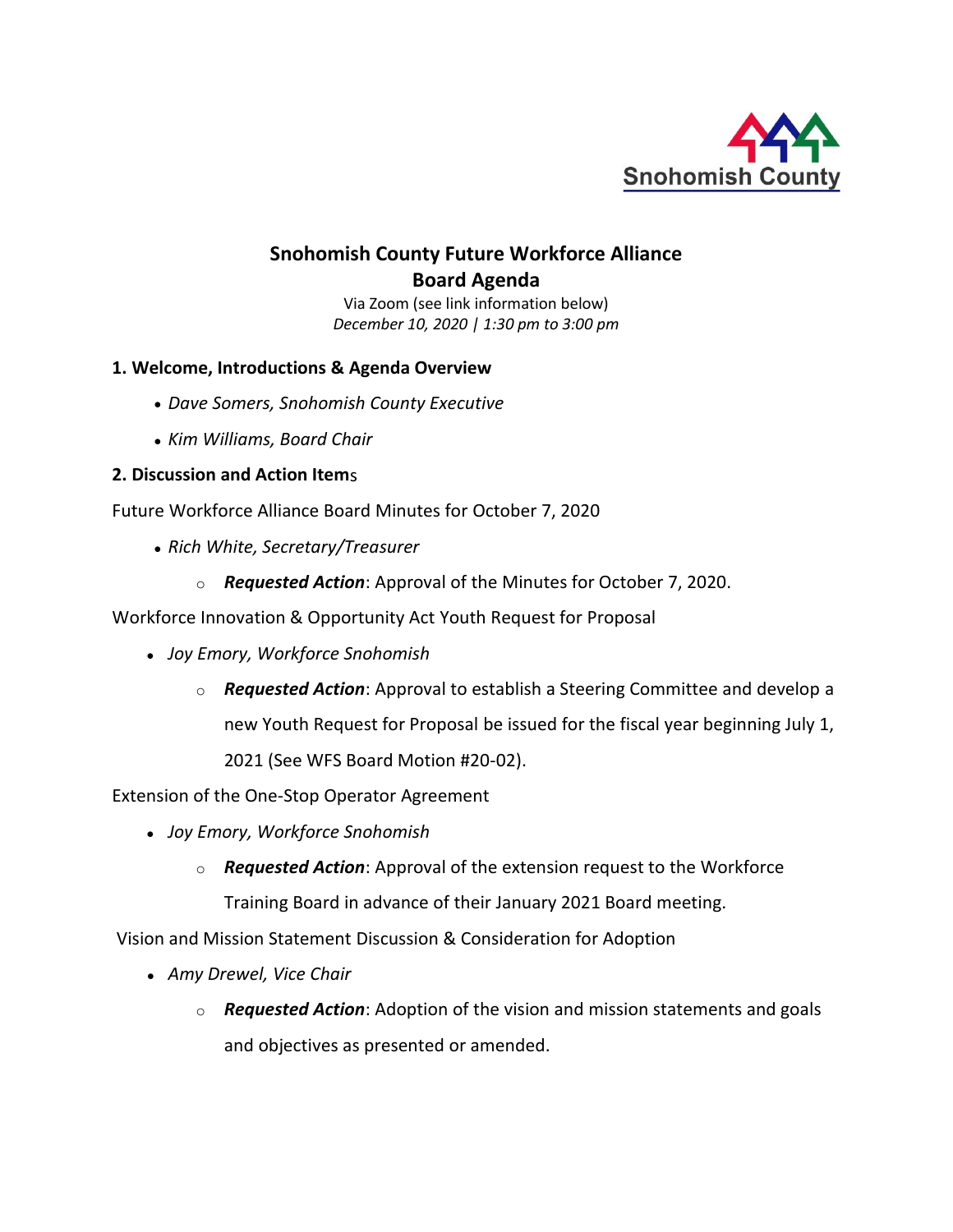Snohomish County

# Snohomish County Future Workforce Alliance
## Board Agenda

Via Zoom (see link information below)
*December 10, 2020 | 1:30 pm to 3:00 pm*

### 1. Welcome, Introductions & Agenda Overview

- *Dave Somers, Snohomish County Executive*
- *Kim Williams, Board Chair*

### 2. Discussion and Action Items

Future Workforce Alliance Board Minutes for October 7, 2020

- *Rich White, Secretary/Treasurer*
  - ***Requested Action***: Approval of the Minutes for October 7, 2020.

Workforce Innovation & Opportunity Act Youth Request for Proposal

- *Joy Emory, Workforce Snohomish*
  - ***Requested Action***: Approval to establish a Steering Committee and develop a new Youth Request for Proposal be issued for the fiscal year beginning July 1, 2021 (See WFS Board Motion #20-02).

Extension of the One-Stop Operator Agreement

- *Joy Emory, Workforce Snohomish*
  - ***Requested Action***: Approval of the extension request to the Workforce Training Board in advance of their January 2021 Board meeting.

Vision and Mission Statement Discussion & Consideration for Adoption

- *Amy Drewel, Vice Chair*
  - ***Requested Action***: Adoption of the vision and mission statements and goals and objectives as presented or amended.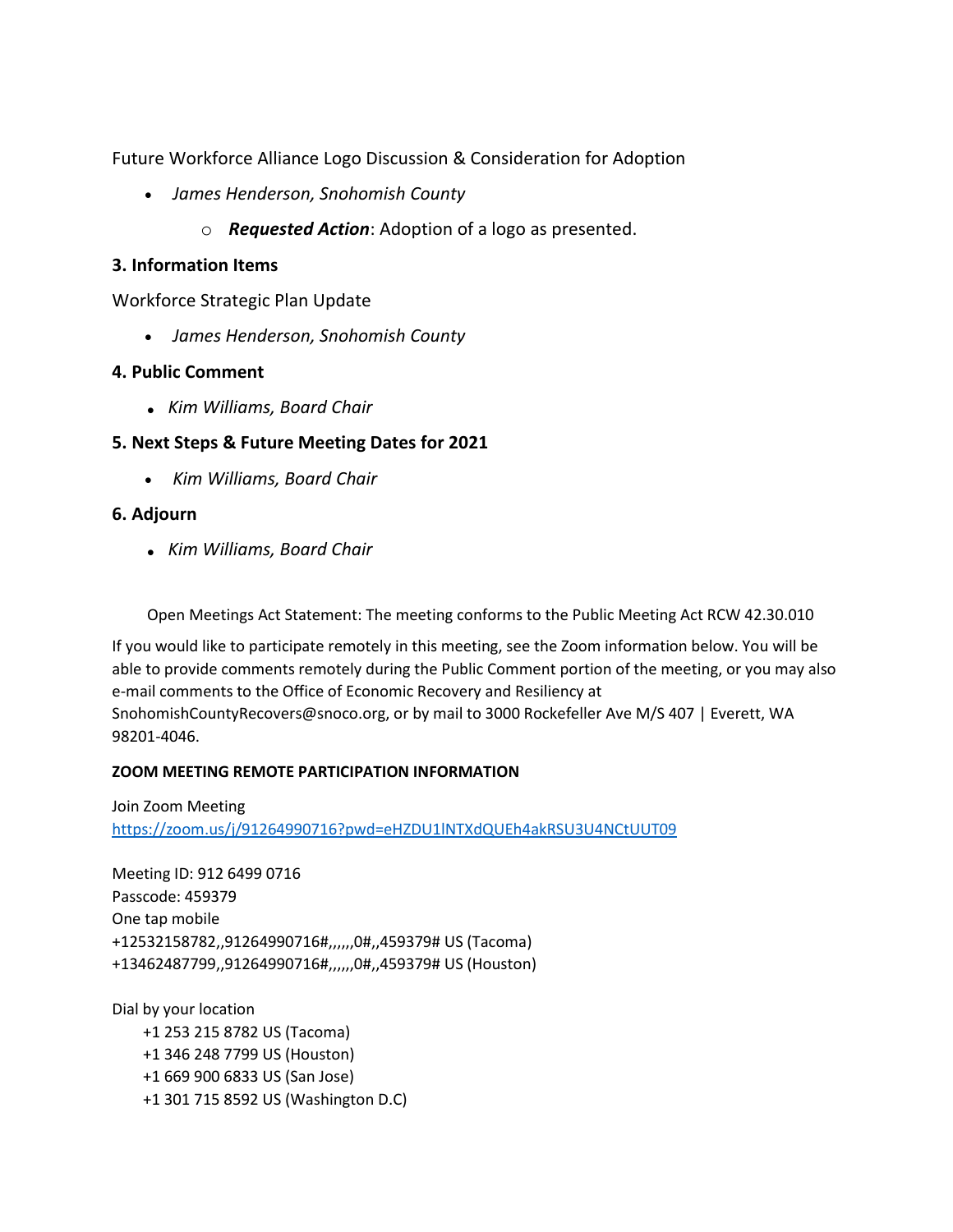Future Workforce Alliance Logo Discussion & Consideration for Adoption

- *James Henderson, Snohomish County*
    - ***Requested Action***: Adoption of a logo as presented.

### 3. Information Items

Workforce Strategic Plan Update

- *James Henderson, Snohomish County*

### 4. Public Comment

- *Kim Williams, Board Chair*

### 5. Next Steps & Future Meeting Dates for 2021

- *Kim Williams, Board Chair*

### 6. Adjourn

- *Kim Williams, Board Chair*

Open Meetings Act Statement: The meeting conforms to the Public Meeting Act RCW 42.30.010

If you would like to participate remotely in this meeting, see the Zoom information below. You will be able to provide comments remotely during the Public Comment portion of the meeting, or you may also e-mail comments to the Office of Economic Recovery and Resiliency at SnohomishCountyRecovers@snoco.org, or by mail to 3000 Rockefeller Ave M/S 407 | Everett, WA 98201-4046.

**ZOOM MEETING REMOTE PARTICIPATION INFORMATION**

Join Zoom Meeting
https://zoom.us/j/91264990716?pwd=eHZDU1lNTXdQUEh4akRSU3U4NCtUUT09

Meeting ID: 912 6499 0716
Passcode: 459379
One tap mobile
+12532158782,,91264990716#,,,,,,0#,,459379# US (Tacoma)
+13462487799,,91264990716#,,,,,,0#,,459379# US (Houston)

Dial by your location
+1 253 215 8782 US (Tacoma)
+1 346 248 7799 US (Houston)
+1 669 900 6833 US (San Jose)
+1 301 715 8592 US (Washington D.C)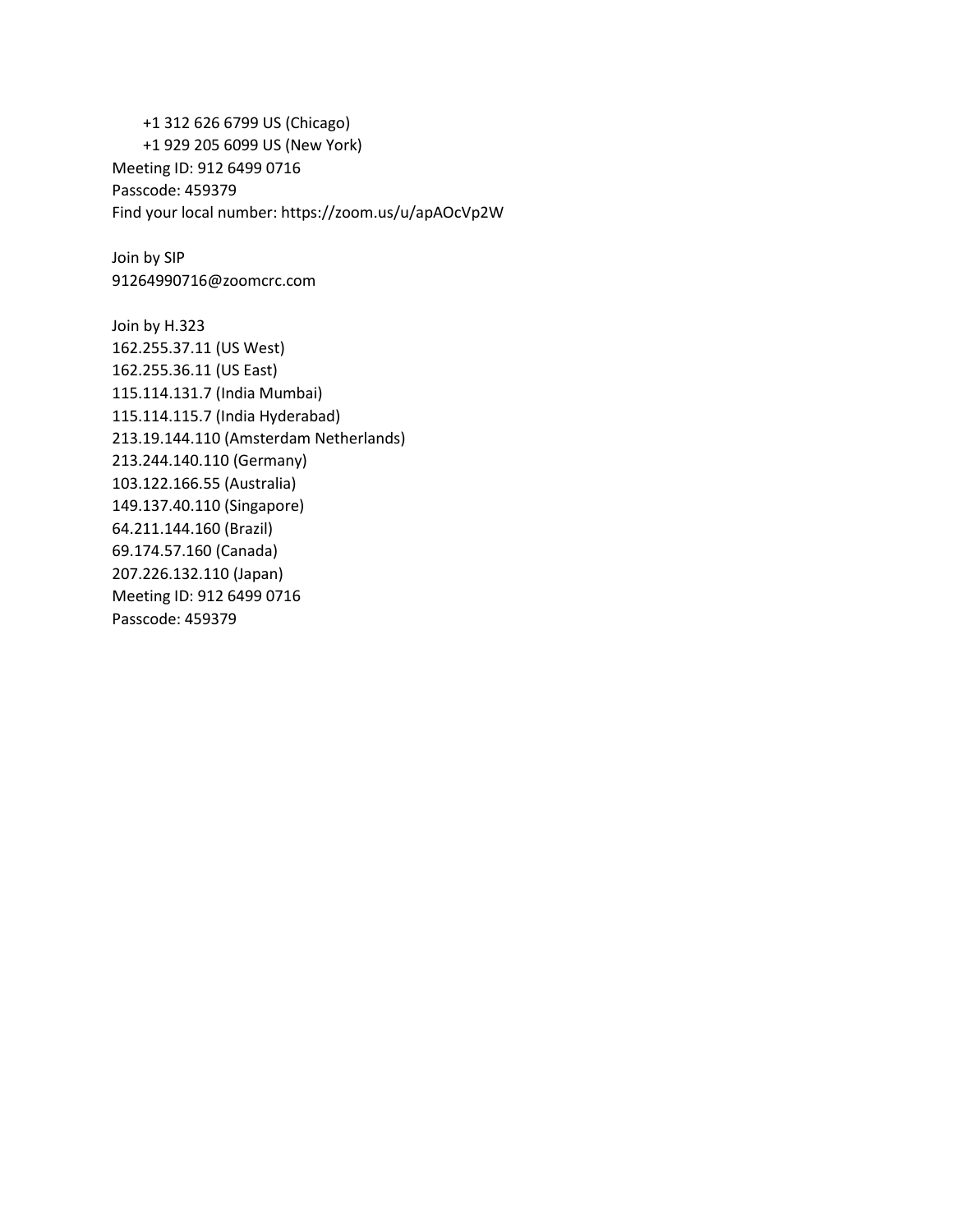+1 312 626 6799 US (Chicago)
+1 929 205 6099 US (New York)

Meeting ID: 912 6499 0716
Passcode: 459379
Find your local number: https://zoom.us/u/apAOcVp2W

Join by SIP
91264990716@zoomcrc.com

Join by H.323
162.255.37.11 (US West)
162.255.36.11 (US East)
115.114.131.7 (India Mumbai)
115.114.115.7 (India Hyderabad)
213.19.144.110 (Amsterdam Netherlands)
213.244.140.110 (Germany)
103.122.166.55 (Australia)
149.137.40.110 (Singapore)
64.211.144.160 (Brazil)
69.174.57.160 (Canada)
207.226.132.110 (Japan)
Meeting ID: 912 6499 0716
Passcode: 459379